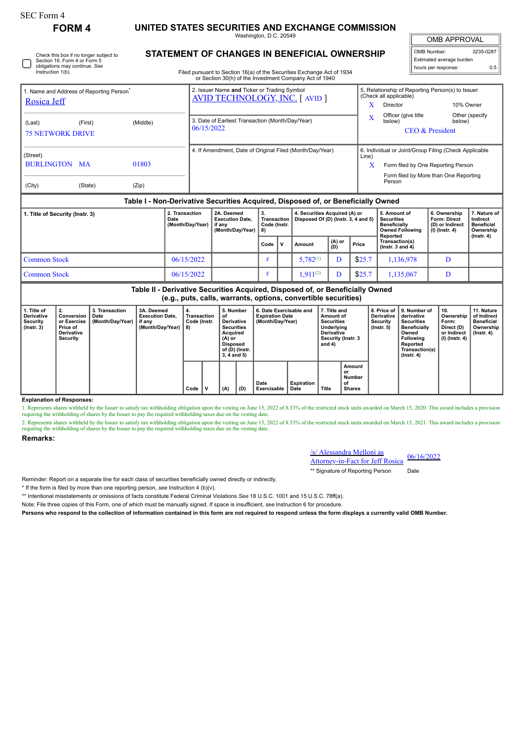SEC Form 4

**FORM 4**

# UNITED STATES SECURITIES AND EXCHANGE COMMISSION

Washington, D.C. 20549

## STATEMENT OF CHANGES IN BENEFICIAL OWNERSHIP

Filed pursuant to Section 16(a) of the Securities Exchange Act of 1934 or Section 30(h) of the Investment Company Act of 1940

Check this box if no longer subject to Section 16. Form 4 or Form 5 obligations may continue. *See* Instruction 1(b).

| OMB APPROVAL | |
|---|---|
| OMB Number: | 3235-0287 |
| Estimated average burden | |
| hours per response: | 0.5 |

1. Name and Address of Reporting Person*
Rosica Jeff
(Last) (First) (Middle)
75 NETWORK DRIVE
(Street)
BURLINGTON MA 01803
(City) (State) (Zip)

2. Issuer Name **and** Ticker or Trading Symbol
AVID TECHNOLOGY, INC. [ AVID ]

3. Date of Earliest Transaction (Month/Day/Year)
06/15/2022

4. If Amendment, Date of Original Filed (Month/Day/Year)

5. Relationship of Reporting Person(s) to Issuer (Check all applicable)
X Director
10% Owner
X Officer (give title below)
Other (specify below)
CEO & President

6. Individual or Joint/Group Filing (Check Applicable Line)
X Form filed by One Reporting Person
Form filed by More than One Reporting Person

### Table I - Non-Derivative Securities Acquired, Disposed of, or Beneficially Owned

| 1. Title of Security (Instr. 3) | 2. Transaction Date (Month/Day/Year) | 2A. Deemed Execution Date, if any (Month/Day/Year) | 3. Transaction Code (Instr. 8) | | 4. Securities Acquired (A) or Disposed Of (D) (Instr. 3, 4 and 5) | | | 5. Amount of Securities Beneficially Owned Following Reported Transaction(s) (Instr. 3 and 4) | 6. Ownership Form: Direct (D) or Indirect (I) (Instr. 4) | 7. Nature of Indirect Beneficial Ownership (Instr. 4) |
|---|---|---|---|---|---|---|---|---|---|---|
| | | | Code | V | Amount | (A) or (D) | Price | | | |
| Common Stock | 06/15/2022 | | F | | 5,782[(1)] | D | $25.7 | 1,136,978 | D | |
| Common Stock | 06/15/2022 | | F | | 1,911[(2)] | D | $25.7 | 1,135,067 | D | |

### Table II - Derivative Securities Acquired, Disposed of, or Beneficially Owned (e.g., puts, calls, warrants, options, convertible securities)

| 1. Title of Derivative Security (Instr. 3) | 2. Conversion or Exercise Price of Derivative Security | 3. Transaction Date (Month/Day/Year) | 3A. Deemed Execution Date, if any (Month/Day/Year) | 4. Transaction Code (Instr. 8) | | 5. Number of Derivative Securities Acquired (A) or Disposed of (D) (Instr. 3, 4 and 5) | | 6. Date Exercisable and Expiration Date (Month/Day/Year) | | 7. Title and Amount of Securities Underlying Derivative Security (Instr. 3 and 4) | | 8. Price of Derivative Security (Instr. 5) | 9. Number of derivative Securities Beneficially Owned Following Reported Transaction(s) (Instr. 4) | 10. Ownership Form: Direct (D) or Indirect (I) (Instr. 4) | 11. Nature of Indirect Beneficial Ownership (Instr. 4) |
|---|---|---|---|---|---|---|---|---|---|---|---|---|---|---|---|
| | | | | Code | V | (A) | (D) | Date Exercisable | Expiration Date | Title | Amount or Number of Shares | | | | |

**Explanation of Responses:**

1. Represents shares withheld by the Issuer to satisfy tax withholding obligation upon the vesting on June 15, 2022 of 8.33% of the restricted stock units awarded on March 15, 2020. This award includes a provision requiring the withholding of shares by the Issuer to pay the required withholding taxes due on the vesting date.

2. Represents shares withheld by the Issuer to satisfy tax withholding obligation upon the vesting on June 15, 2022 of 8.33% of the restricted stock units awarded on March 15, 2021. This award includes a provision requiring the withholding of shares by the Issuer to pay the required withholding taxes due on the vesting date.

**Remarks:**

/s/ Alessandra Melloni as Attorney-in-Fact for Jeff Rosica 06/16/2022

** Signature of Reporting Person Date

Reminder: Report on a separate line for each class of securities beneficially owned directly or indirectly.

* If the form is filed by more than one reporting person, *see* Instruction 4 (b)(v).

** Intentional misstatements or omissions of facts constitute Federal Criminal Violations *See* 18 U.S.C. 1001 and 15 U.S.C. 78ff(a).

Note: File three copies of this Form, one of which must be manually signed. If space is insufficient, *see* Instruction 6 for procedure.

**Persons who respond to the collection of information contained in this form are not required to respond unless the form displays a currently valid OMB Number.**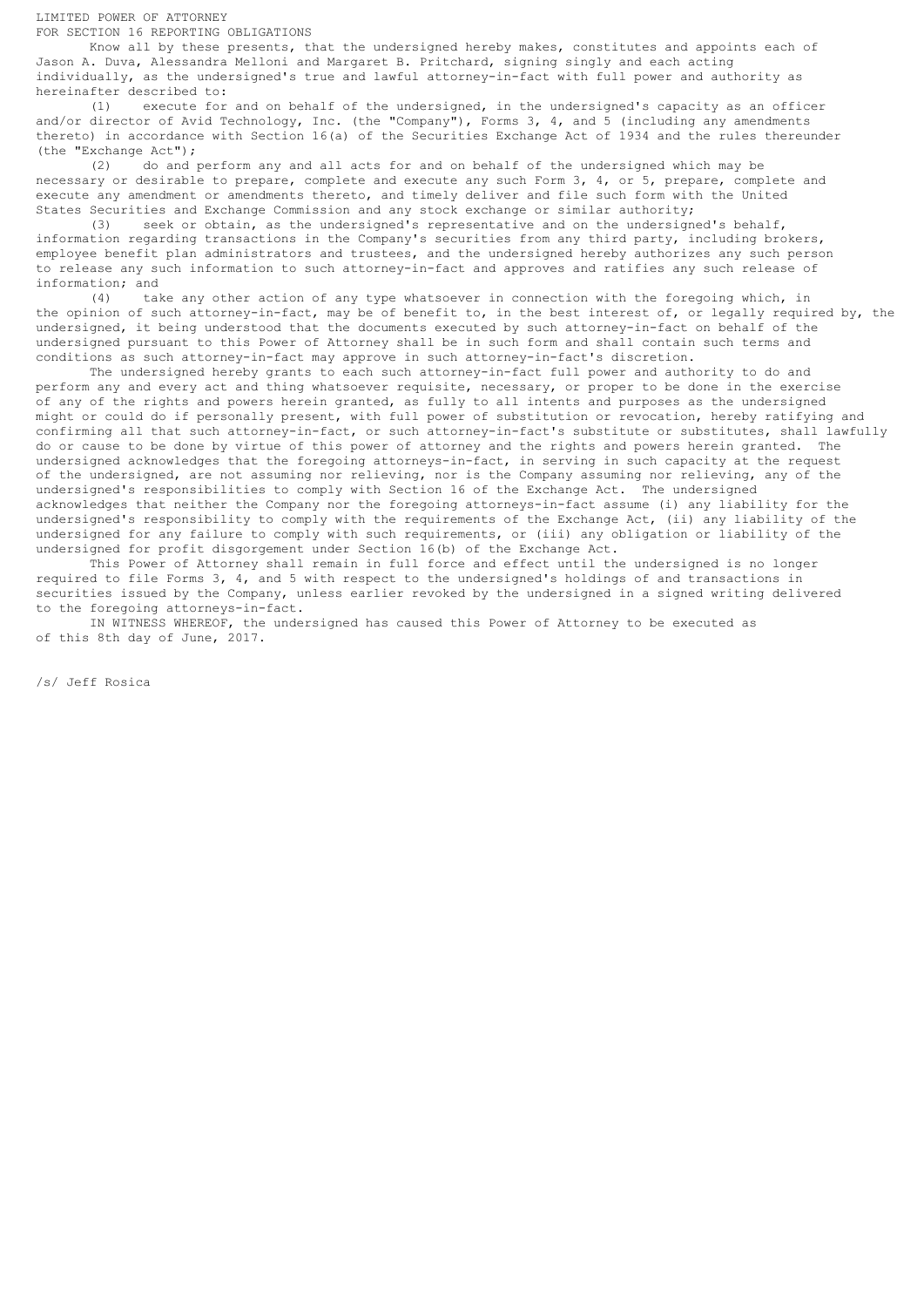LIMITED POWER OF ATTORNEY
FOR SECTION 16 REPORTING OBLIGATIONS

Know all by these presents, that the undersigned hereby makes, constitutes and appoints each of Jason A. Duva, Alessandra Melloni and Margaret B. Pritchard, signing singly and each acting individually, as the undersigned's true and lawful attorney-in-fact with full power and authority as hereinafter described to:

(1) execute for and on behalf of the undersigned, in the undersigned's capacity as an officer and/or director of Avid Technology, Inc. (the "Company"), Forms 3, 4, and 5 (including any amendments thereto) in accordance with Section 16(a) of the Securities Exchange Act of 1934 and the rules thereunder (the "Exchange Act");

(2) do and perform any and all acts for and on behalf of the undersigned which may be necessary or desirable to prepare, complete and execute any such Form 3, 4, or 5, prepare, complete and execute any amendment or amendments thereto, and timely deliver and file such form with the United States Securities and Exchange Commission and any stock exchange or similar authority;

(3) seek or obtain, as the undersigned's representative and on the undersigned's behalf, information regarding transactions in the Company's securities from any third party, including brokers, employee benefit plan administrators and trustees, and the undersigned hereby authorizes any such person to release any such information to such attorney-in-fact and approves and ratifies any such release of information; and

(4) take any other action of any type whatsoever in connection with the foregoing which, in the opinion of such attorney-in-fact, may be of benefit to, in the best interest of, or legally required by, the undersigned, it being understood that the documents executed by such attorney-in-fact on behalf of the undersigned pursuant to this Power of Attorney shall be in such form and shall contain such terms and conditions as such attorney-in-fact may approve in such attorney-in-fact's discretion.

The undersigned hereby grants to each such attorney-in-fact full power and authority to do and perform any and every act and thing whatsoever requisite, necessary, or proper to be done in the exercise of any of the rights and powers herein granted, as fully to all intents and purposes as the undersigned might or could do if personally present, with full power of substitution or revocation, hereby ratifying and confirming all that such attorney-in-fact, or such attorney-in-fact's substitute or substitutes, shall lawfully do or cause to be done by virtue of this power of attorney and the rights and powers herein granted. The undersigned acknowledges that the foregoing attorneys-in-fact, in serving in such capacity at the request of the undersigned, are not assuming nor relieving, nor is the Company assuming nor relieving, any of the undersigned's responsibilities to comply with Section 16 of the Exchange Act. The undersigned acknowledges that neither the Company nor the foregoing attorneys-in-fact assume (i) any liability for the undersigned's responsibility to comply with the requirements of the Exchange Act, (ii) any liability of the undersigned for any failure to comply with such requirements, or (iii) any obligation or liability of the undersigned for profit disgorgement under Section 16(b) of the Exchange Act.

This Power of Attorney shall remain in full force and effect until the undersigned is no longer required to file Forms 3, 4, and 5 with respect to the undersigned's holdings of and transactions in securities issued by the Company, unless earlier revoked by the undersigned in a signed writing delivered to the foregoing attorneys-in-fact.

IN WITNESS WHEREOF, the undersigned has caused this Power of Attorney to be executed as of this 8th day of June, 2017.

/s/ Jeff Rosica